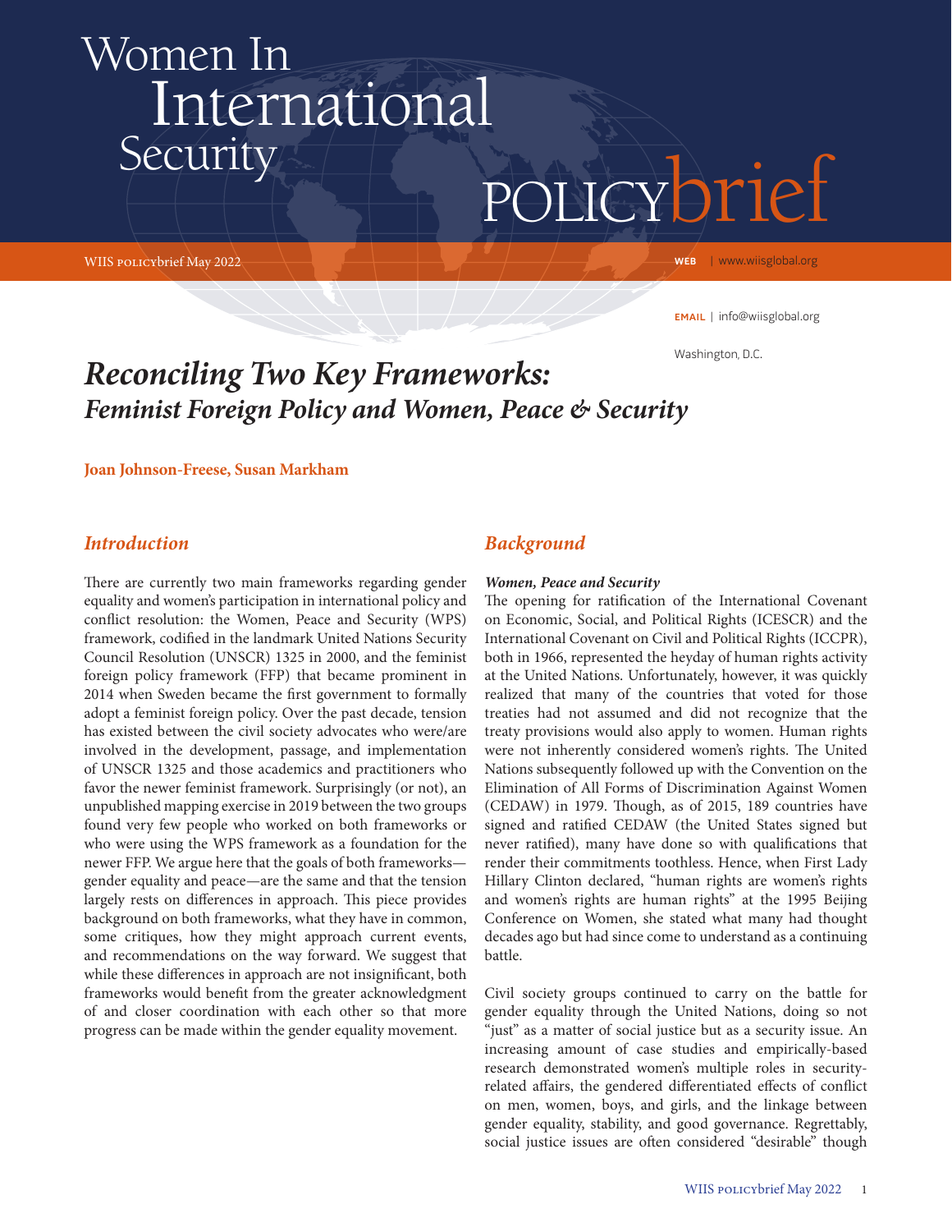# Women In International Security POLICYbrief

WIIS POLICYbrief May 2022

**WEB** | www.wiisglobal.org

**EMAIL** | info@wiisglobal.org

Washington, D.C.

# *Reconciling Two Key Frameworks: Feminist Foreign Policy and Women, Peace & Security*

**Joan Johnson-Freese, Susan Markham**

## *Introduction*

There are currently two main frameworks regarding gender equality and women's participation in international policy and conflict resolution: the Women, Peace and Security (WPS) framework, codified in the landmark United Nations Security Council Resolution (UNSCR) 1325 in 2000, and the feminist foreign policy framework (FFP) that became prominent in 2014 when Sweden became the first government to formally adopt a feminist foreign policy. Over the past decade, tension has existed between the civil society advocates who were/are involved in the development, passage, and implementation of UNSCR 1325 and those academics and practitioners who favor the newer feminist framework. Surprisingly (or not), an unpublished mapping exercise in 2019 between the two groups found very few people who worked on both frameworks or who were using the WPS framework as a foundation for the newer FFP. We argue here that the goals of both frameworks—gender equality and peace—are the same and that the tension largely rests on differences in approach. This piece provides background on both frameworks, what they have in common, some critiques, how they might approach current events, and recommendations on the way forward. We suggest that while these differences in approach are not insignificant, both frameworks would benefit from the greater acknowledgment of and closer coordination with each other so that more progress can be made within the gender equality movement.

## *Background*

***Women, Peace and Security***

The opening for ratification of the International Covenant on Economic, Social, and Political Rights (ICESCR) and the International Covenant on Civil and Political Rights (ICCPR), both in 1966, represented the heyday of human rights activity at the United Nations. Unfortunately, however, it was quickly realized that many of the countries that voted for those treaties had not assumed and did not recognize that the treaty provisions would also apply to women. Human rights were not inherently considered women's rights. The United Nations subsequently followed up with the Convention on the Elimination of All Forms of Discrimination Against Women (CEDAW) in 1979. Though, as of 2015, 189 countries have signed and ratified CEDAW (the United States signed but never ratified), many have done so with qualifications that render their commitments toothless. Hence, when First Lady Hillary Clinton declared, "human rights are women's rights and women's rights are human rights" at the 1995 Beijing Conference on Women, she stated what many had thought decades ago but had since come to understand as a continuing battle.

Civil society groups continued to carry on the battle for gender equality through the United Nations, doing so not "just" as a matter of social justice but as a security issue. An increasing amount of case studies and empirically-based research demonstrated women's multiple roles in security-related affairs, the gendered differentiated effects of conflict on men, women, boys, and girls, and the linkage between gender equality, stability, and good governance. Regrettably, social justice issues are often considered "desirable" though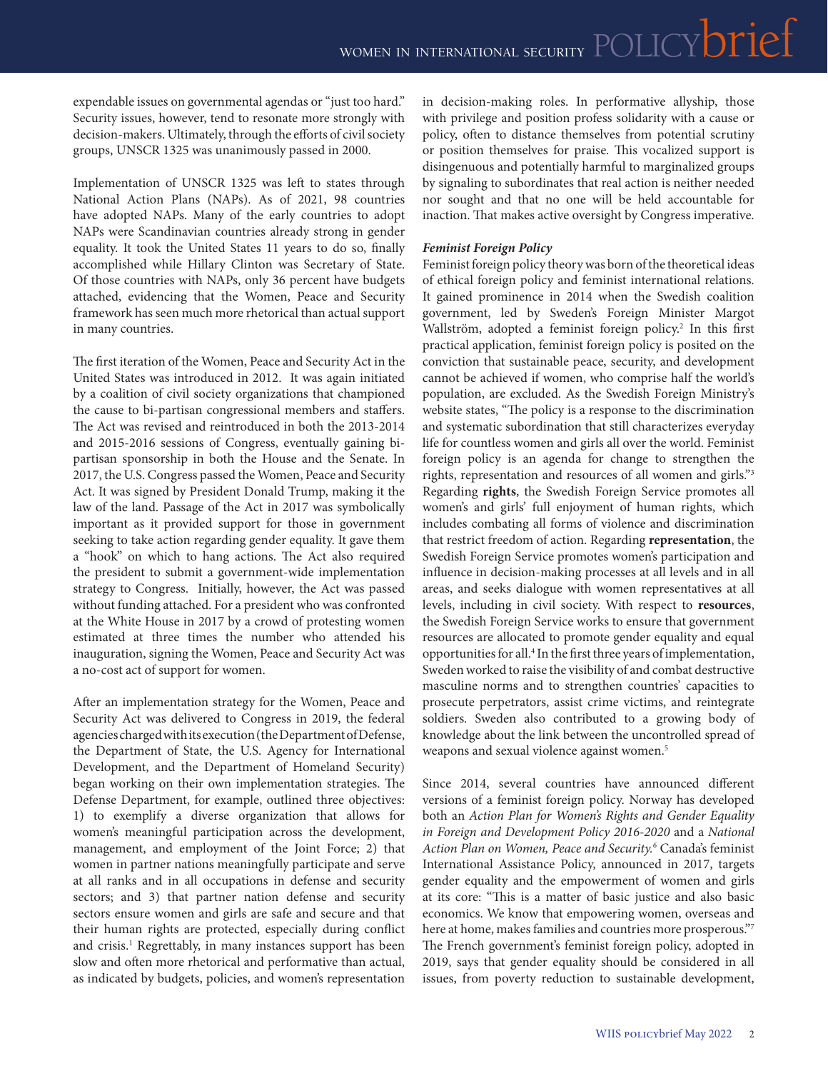expendable issues on governmental agendas or "just too hard." Security issues, however, tend to resonate more strongly with decision-makers. Ultimately, through the efforts of civil society groups, UNSCR 1325 was unanimously passed in 2000.

Implementation of UNSCR 1325 was left to states through National Action Plans (NAPs). As of 2021, 98 countries have adopted NAPs. Many of the early countries to adopt NAPs were Scandinavian countries already strong in gender equality. It took the United States 11 years to do so, finally accomplished while Hillary Clinton was Secretary of State. Of those countries with NAPs, only 36 percent have budgets attached, evidencing that the Women, Peace and Security framework has seen much more rhetorical than actual support in many countries.

The first iteration of the Women, Peace and Security Act in the United States was introduced in 2012. It was again initiated by a coalition of civil society organizations that championed the cause to bi-partisan congressional members and staffers. The Act was revised and reintroduced in both the 2013-2014 and 2015-2016 sessions of Congress, eventually gaining bi-partisan sponsorship in both the House and the Senate. In 2017, the U.S. Congress passed the Women, Peace and Security Act. It was signed by President Donald Trump, making it the law of the land. Passage of the Act in 2017 was symbolically important as it provided support for those in government seeking to take action regarding gender equality. It gave them a "hook" on which to hang actions. The Act also required the president to submit a government-wide implementation strategy to Congress. Initially, however, the Act was passed without funding attached. For a president who was confronted at the White House in 2017 by a crowd of protesting women estimated at three times the number who attended his inauguration, signing the Women, Peace and Security Act was a no-cost act of support for women.

After an implementation strategy for the Women, Peace and Security Act was delivered to Congress in 2019, the federal agencies charged with its execution (the Department of Defense, the Department of State, the U.S. Agency for International Development, and the Department of Homeland Security) began working on their own implementation strategies. The Defense Department, for example, outlined three objectives: 1) to exemplify a diverse organization that allows for women's meaningful participation across the development, management, and employment of the Joint Force; 2) that women in partner nations meaningfully participate and serve at all ranks and in all occupations in defense and security sectors; and 3) that partner nation defense and security sectors ensure women and girls are safe and secure and that their human rights are protected, especially during conflict and crisis.[1] Regrettably, in many instances support has been slow and often more rhetorical and performative than actual, as indicated by budgets, policies, and women's representation in decision-making roles. In performative allyship, those with privilege and position profess solidarity with a cause or policy, often to distance themselves from potential scrutiny or position themselves for praise. This vocalized support is disingenuous and potentially harmful to marginalized groups by signaling to subordinates that real action is neither needed nor sought and that no one will be held accountable for inaction. That makes active oversight by Congress imperative.

***Feminist Foreign Policy***

Feminist foreign policy theory was born of the theoretical ideas of ethical foreign policy and feminist international relations. It gained prominence in 2014 when the Swedish coalition government, led by Sweden's Foreign Minister Margot Wallström, adopted a feminist foreign policy.[2] In this first practical application, feminist foreign policy is posited on the conviction that sustainable peace, security, and development cannot be achieved if women, who comprise half the world's population, are excluded. As the Swedish Foreign Ministry's website states, "The policy is a response to the discrimination and systematic subordination that still characterizes everyday life for countless women and girls all over the world. Feminist foreign policy is an agenda for change to strengthen the rights, representation and resources of all women and girls."[3] Regarding **rights**, the Swedish Foreign Service promotes all women's and girls' full enjoyment of human rights, which includes combating all forms of violence and discrimination that restrict freedom of action. Regarding **representation**, the Swedish Foreign Service promotes women's participation and influence in decision-making processes at all levels and in all areas, and seeks dialogue with women representatives at all levels, including in civil society. With respect to **resources**, the Swedish Foreign Service works to ensure that government resources are allocated to promote gender equality and equal opportunities for all.[4] In the first three years of implementation, Sweden worked to raise the visibility of and combat destructive masculine norms and to strengthen countries' capacities to prosecute perpetrators, assist crime victims, and reintegrate soldiers. Sweden also contributed to a growing body of knowledge about the link between the uncontrolled spread of weapons and sexual violence against women.[5]

Since 2014, several countries have announced different versions of a feminist foreign policy. Norway has developed both an *Action Plan for Women's Rights and Gender Equality in Foreign and Development Policy 2016-2020* and a *National Action Plan on Women, Peace and Security.*[6] Canada's feminist International Assistance Policy, announced in 2017, targets gender equality and the empowerment of women and girls at its core: "This is a matter of basic justice and also basic economics. We know that empowering women, overseas and here at home, makes families and countries more prosperous."[7] The French government's feminist foreign policy, adopted in 2019, says that gender equality should be considered in all issues, from poverty reduction to sustainable development,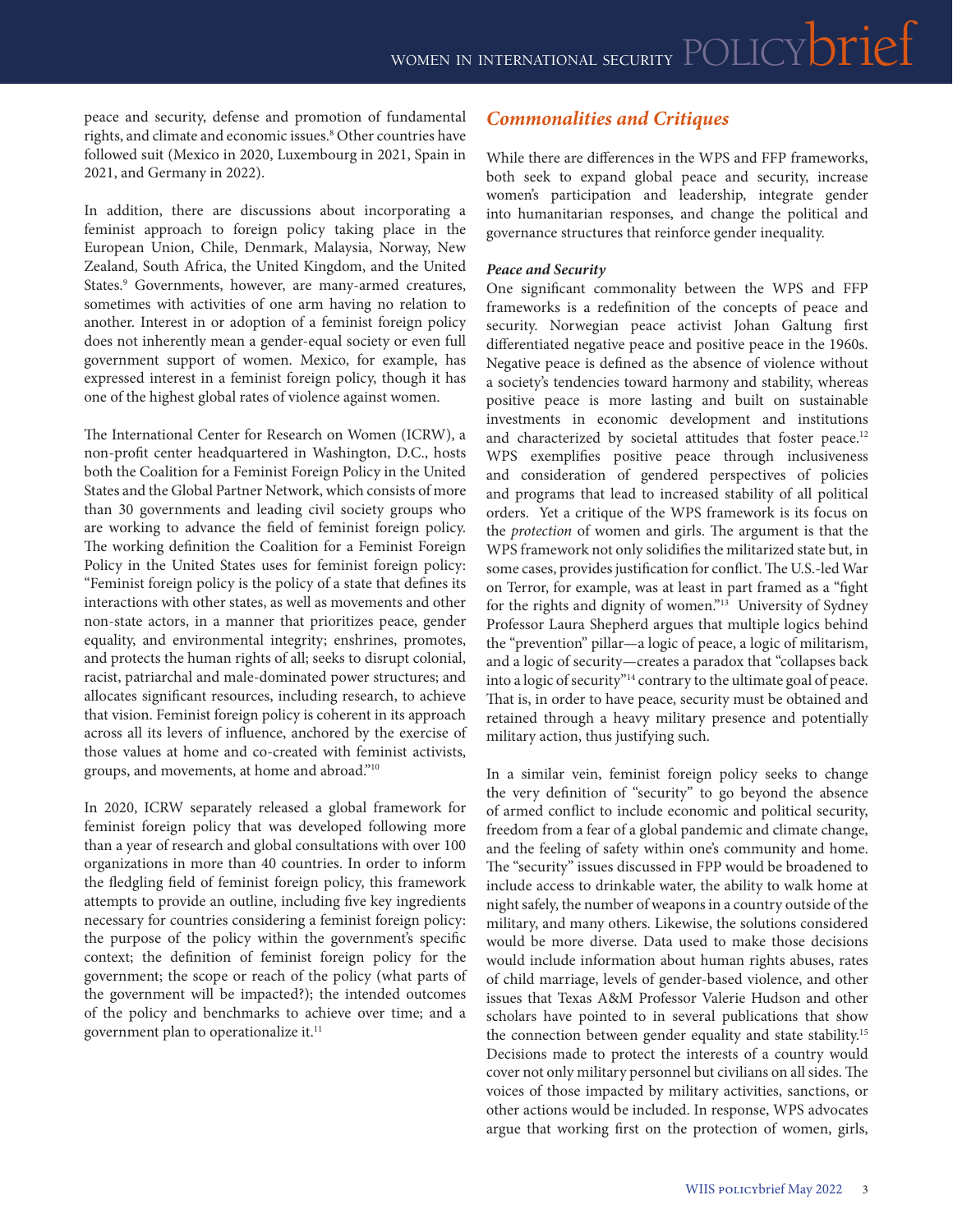peace and security, defense and promotion of fundamental rights, and climate and economic issues.[8] Other countries have followed suit (Mexico in 2020, Luxembourg in 2021, Spain in 2021, and Germany in 2022).

In addition, there are discussions about incorporating a feminist approach to foreign policy taking place in the European Union, Chile, Denmark, Malaysia, Norway, New Zealand, South Africa, the United Kingdom, and the United States.[9] Governments, however, are many-armed creatures, sometimes with activities of one arm having no relation to another. Interest in or adoption of a feminist foreign policy does not inherently mean a gender-equal society or even full government support of women. Mexico, for example, has expressed interest in a feminist foreign policy, though it has one of the highest global rates of violence against women.

The International Center for Research on Women (ICRW), a non-profit center headquartered in Washington, D.C., hosts both the Coalition for a Feminist Foreign Policy in the United States and the Global Partner Network, which consists of more than 30 governments and leading civil society groups who are working to advance the field of feminist foreign policy. The working definition the Coalition for a Feminist Foreign Policy in the United States uses for feminist foreign policy: "Feminist foreign policy is the policy of a state that defines its interactions with other states, as well as movements and other non-state actors, in a manner that prioritizes peace, gender equality, and environmental integrity; enshrines, promotes, and protects the human rights of all; seeks to disrupt colonial, racist, patriarchal and male-dominated power structures; and allocates significant resources, including research, to achieve that vision. Feminist foreign policy is coherent in its approach across all its levers of influence, anchored by the exercise of those values at home and co-created with feminist activists, groups, and movements, at home and abroad."[10]

In 2020, ICRW separately released a global framework for feminist foreign policy that was developed following more than a year of research and global consultations with over 100 organizations in more than 40 countries. In order to inform the fledgling field of feminist foreign policy, this framework attempts to provide an outline, including five key ingredients necessary for countries considering a feminist foreign policy: the purpose of the policy within the government's specific context; the definition of feminist foreign policy for the government; the scope or reach of the policy (what parts of the government will be impacted?); the intended outcomes of the policy and benchmarks to achieve over time; and a government plan to operationalize it.[11]

## *Commonalities and Critiques*

While there are differences in the WPS and FFP frameworks, both seek to expand global peace and security, increase women's participation and leadership, integrate gender into humanitarian responses, and change the political and governance structures that reinforce gender inequality.

### *Peace and Security*

One significant commonality between the WPS and FFP frameworks is a redefinition of the concepts of peace and security. Norwegian peace activist Johan Galtung first differentiated negative peace and positive peace in the 1960s. Negative peace is defined as the absence of violence without a society's tendencies toward harmony and stability, whereas positive peace is more lasting and built on sustainable investments in economic development and institutions and characterized by societal attitudes that foster peace.[12] WPS exemplifies positive peace through inclusiveness and consideration of gendered perspectives of policies and programs that lead to increased stability of all political orders. Yet a critique of the WPS framework is its focus on the *protection* of women and girls. The argument is that the WPS framework not only solidifies the militarized state but, in some cases, provides justification for conflict. The U.S.-led War on Terror, for example, was at least in part framed as a "fight for the rights and dignity of women."[13] University of Sydney Professor Laura Shepherd argues that multiple logics behind the "prevention" pillar—a logic of peace, a logic of militarism, and a logic of security—creates a paradox that "collapses back into a logic of security"[14] contrary to the ultimate goal of peace. That is, in order to have peace, security must be obtained and retained through a heavy military presence and potentially military action, thus justifying such.

In a similar vein, feminist foreign policy seeks to change the very definition of "security" to go beyond the absence of armed conflict to include economic and political security, freedom from a fear of a global pandemic and climate change, and the feeling of safety within one's community and home. The "security" issues discussed in FPP would be broadened to include access to drinkable water, the ability to walk home at night safely, the number of weapons in a country outside of the military, and many others. Likewise, the solutions considered would be more diverse. Data used to make those decisions would include information about human rights abuses, rates of child marriage, levels of gender-based violence, and other issues that Texas A&M Professor Valerie Hudson and other scholars have pointed to in several publications that show the connection between gender equality and state stability.[15] Decisions made to protect the interests of a country would cover not only military personnel but civilians on all sides. The voices of those impacted by military activities, sanctions, or other actions would be included. In response, WPS advocates argue that working first on the protection of women, girls,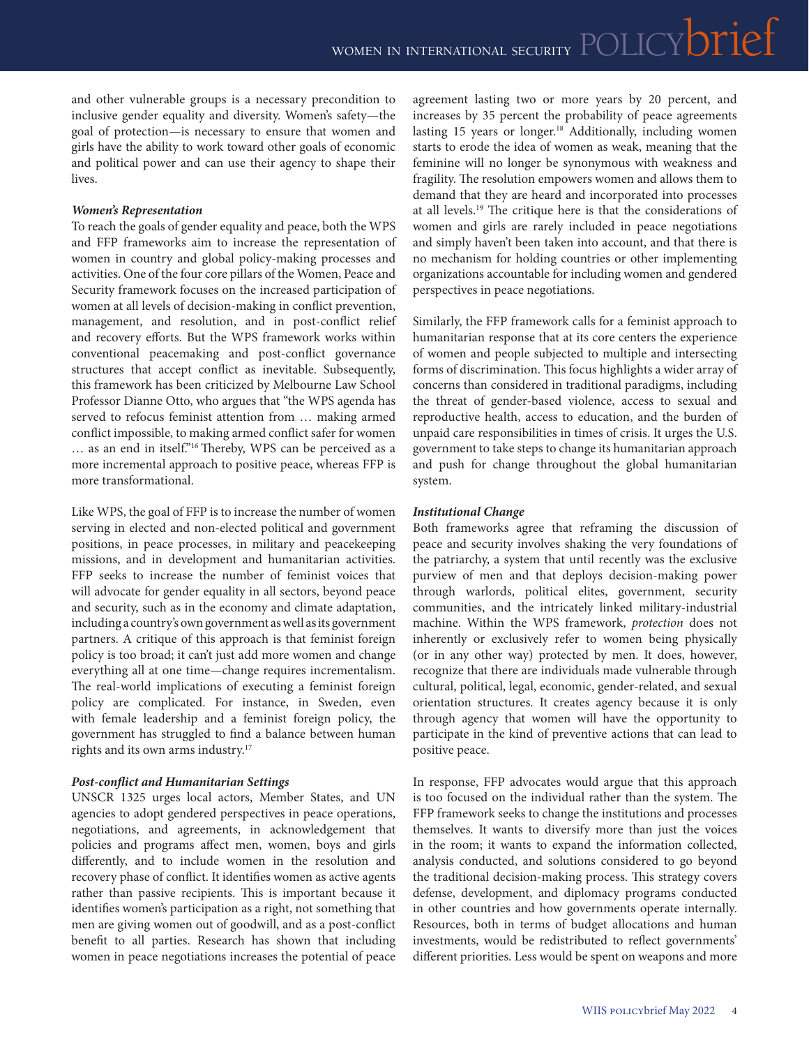and other vulnerable groups is a necessary precondition to inclusive gender equality and diversity. Women's safety—the goal of protection—is necessary to ensure that women and girls have the ability to work toward other goals of economic and political power and can use their agency to shape their lives.

***Women's Representation***

To reach the goals of gender equality and peace, both the WPS and FFP frameworks aim to increase the representation of women in country and global policy-making processes and activities. One of the four core pillars of the Women, Peace and Security framework focuses on the increased participation of women at all levels of decision-making in conflict prevention, management, and resolution, and in post-conflict relief and recovery efforts. But the WPS framework works within conventional peacemaking and post-conflict governance structures that accept conflict as inevitable. Subsequently, this framework has been criticized by Melbourne Law School Professor Dianne Otto, who argues that "the WPS agenda has served to refocus feminist attention from … making armed conflict impossible, to making armed conflict safer for women … as an end in itself."[16] Thereby, WPS can be perceived as a more incremental approach to positive peace, whereas FFP is more transformational.

Like WPS, the goal of FFP is to increase the number of women serving in elected and non-elected political and government positions, in peace processes, in military and peacekeeping missions, and in development and humanitarian activities. FFP seeks to increase the number of feminist voices that will advocate for gender equality in all sectors, beyond peace and security, such as in the economy and climate adaptation, including a country's own government as well as its government partners. A critique of this approach is that feminist foreign policy is too broad; it can't just add more women and change everything all at one time—change requires incrementalism. The real-world implications of executing a feminist foreign policy are complicated. For instance, in Sweden, even with female leadership and a feminist foreign policy, the government has struggled to find a balance between human rights and its own arms industry.[17]

***Post-conflict and Humanitarian Settings***

UNSCR 1325 urges local actors, Member States, and UN agencies to adopt gendered perspectives in peace operations, negotiations, and agreements, in acknowledgement that policies and programs affect men, women, boys and girls differently, and to include women in the resolution and recovery phase of conflict. It identifies women as active agents rather than passive recipients. This is important because it identifies women's participation as a right, not something that men are giving women out of goodwill, and as a post-conflict benefit to all parties. Research has shown that including women in peace negotiations increases the potential of peace agreement lasting two or more years by 20 percent, and increases by 35 percent the probability of peace agreements lasting 15 years or longer.[18] Additionally, including women starts to erode the idea of women as weak, meaning that the feminine will no longer be synonymous with weakness and fragility. The resolution empowers women and allows them to demand that they are heard and incorporated into processes at all levels.[19] The critique here is that the considerations of women and girls are rarely included in peace negotiations and simply haven't been taken into account, and that there is no mechanism for holding countries or other implementing organizations accountable for including women and gendered perspectives in peace negotiations.

Similarly, the FFP framework calls for a feminist approach to humanitarian response that at its core centers the experience of women and people subjected to multiple and intersecting forms of discrimination. This focus highlights a wider array of concerns than considered in traditional paradigms, including the threat of gender-based violence, access to sexual and reproductive health, access to education, and the burden of unpaid care responsibilities in times of crisis. It urges the U.S. government to take steps to change its humanitarian approach and push for change throughout the global humanitarian system.

***Institutional Change***

Both frameworks agree that reframing the discussion of peace and security involves shaking the very foundations of the patriarchy, a system that until recently was the exclusive purview of men and that deploys decision-making power through warlords, political elites, government, security communities, and the intricately linked military-industrial machine. Within the WPS framework, *protection* does not inherently or exclusively refer to women being physically (or in any other way) protected by men. It does, however, recognize that there are individuals made vulnerable through cultural, political, legal, economic, gender-related, and sexual orientation structures. It creates agency because it is only through agency that women will have the opportunity to participate in the kind of preventive actions that can lead to positive peace.

In response, FFP advocates would argue that this approach is too focused on the individual rather than the system. The FFP framework seeks to change the institutions and processes themselves. It wants to diversify more than just the voices in the room; it wants to expand the information collected, analysis conducted, and solutions considered to go beyond the traditional decision-making process. This strategy covers defense, development, and diplomacy programs conducted in other countries and how governments operate internally. Resources, both in terms of budget allocations and human investments, would be redistributed to reflect governments' different priorities. Less would be spent on weapons and more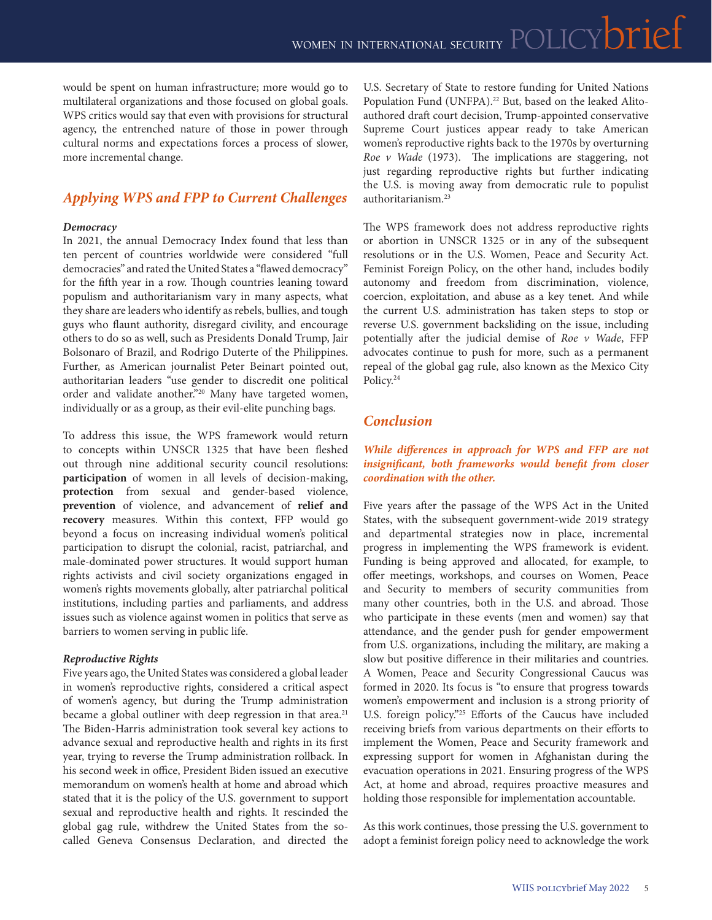would be spent on human infrastructure; more would go to multilateral organizations and those focused on global goals. WPS critics would say that even with provisions for structural agency, the entrenched nature of those in power through cultural norms and expectations forces a process of slower, more incremental change.

## *Applying WPS and FPP to Current Challenges*

***Democracy***

In 2021, the annual Democracy Index found that less than ten percent of countries worldwide were considered "full democracies" and rated the United States a "flawed democracy" for the fifth year in a row. Though countries leaning toward populism and authoritarianism vary in many aspects, what they share are leaders who identify as rebels, bullies, and tough guys who flaunt authority, disregard civility, and encourage others to do so as well, such as Presidents Donald Trump, Jair Bolsonaro of Brazil, and Rodrigo Duterte of the Philippines. Further, as American journalist Peter Beinart pointed out, authoritarian leaders "use gender to discredit one political order and validate another."[20] Many have targeted women, individually or as a group, as their evil-elite punching bags.

To address this issue, the WPS framework would return to concepts within UNSCR 1325 that have been fleshed out through nine additional security council resolutions: **participation** of women in all levels of decision-making, **protection** from sexual and gender-based violence, **prevention** of violence, and advancement of **relief and recovery** measures. Within this context, FFP would go beyond a focus on increasing individual women's political participation to disrupt the colonial, racist, patriarchal, and male-dominated power structures. It would support human rights activists and civil society organizations engaged in women's rights movements globally, alter patriarchal political institutions, including parties and parliaments, and address issues such as violence against women in politics that serve as barriers to women serving in public life.

***Reproductive Rights***

Five years ago, the United States was considered a global leader in women's reproductive rights, considered a critical aspect of women's agency, but during the Trump administration became a global outliner with deep regression in that area.[21] The Biden-Harris administration took several key actions to advance sexual and reproductive health and rights in its first year, trying to reverse the Trump administration rollback. In his second week in office, President Biden issued an executive memorandum on women's health at home and abroad which stated that it is the policy of the U.S. government to support sexual and reproductive health and rights. It rescinded the global gag rule, withdrew the United States from the so-called Geneva Consensus Declaration, and directed the U.S. Secretary of State to restore funding for United Nations Population Fund (UNFPA).[22] But, based on the leaked Alito-authored draft court decision, Trump-appointed conservative Supreme Court justices appear ready to take American women's reproductive rights back to the 1970s by overturning *Roe v Wade* (1973). The implications are staggering, not just regarding reproductive rights but further indicating the U.S. is moving away from democratic rule to populist authoritarianism.[23]

The WPS framework does not address reproductive rights or abortion in UNSCR 1325 or in any of the subsequent resolutions or in the U.S. Women, Peace and Security Act. Feminist Foreign Policy, on the other hand, includes bodily autonomy and freedom from discrimination, violence, coercion, exploitation, and abuse as a key tenet. And while the current U.S. administration has taken steps to stop or reverse U.S. government backsliding on the issue, including potentially after the judicial demise of *Roe v Wade*, FFP advocates continue to push for more, such as a permanent repeal of the global gag rule, also known as the Mexico City Policy.[24]

## *Conclusion*

***While differences in approach for WPS and FFP are not insignificant, both frameworks would benefit from closer coordination with the other.***

Five years after the passage of the WPS Act in the United States, with the subsequent government-wide 2019 strategy and departmental strategies now in place, incremental progress in implementing the WPS framework is evident. Funding is being approved and allocated, for example, to offer meetings, workshops, and courses on Women, Peace and Security to members of security communities from many other countries, both in the U.S. and abroad. Those who participate in these events (men and women) say that attendance, and the gender push for gender empowerment from U.S. organizations, including the military, are making a slow but positive difference in their militaries and countries. A Women, Peace and Security Congressional Caucus was formed in 2020. Its focus is "to ensure that progress towards women's empowerment and inclusion is a strong priority of U.S. foreign policy."[25] Efforts of the Caucus have included receiving briefs from various departments on their efforts to implement the Women, Peace and Security framework and expressing support for women in Afghanistan during the evacuation operations in 2021. Ensuring progress of the WPS Act, at home and abroad, requires proactive measures and holding those responsible for implementation accountable.

As this work continues, those pressing the U.S. government to adopt a feminist foreign policy need to acknowledge the work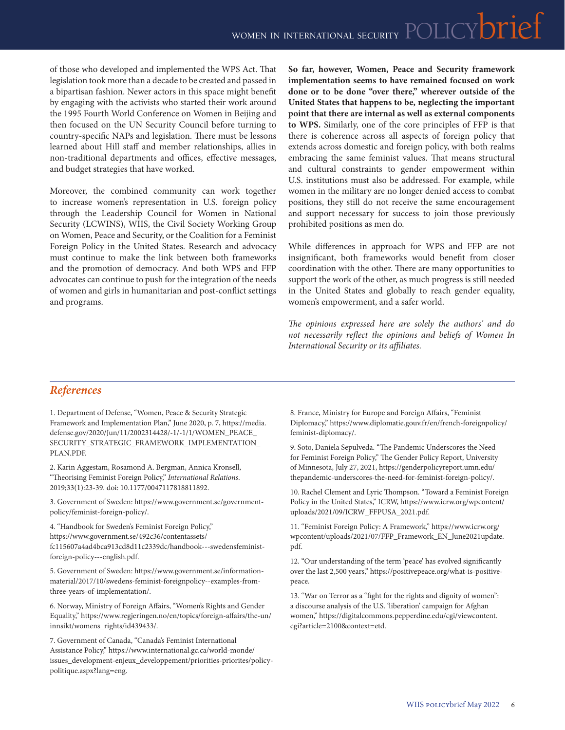of those who developed and implemented the WPS Act. That legislation took more than a decade to be created and passed in a bipartisan fashion. Newer actors in this space might benefit by engaging with the activists who started their work around the 1995 Fourth World Conference on Women in Beijing and then focused on the UN Security Council before turning to country-specific NAPs and legislation. There must be lessons learned about Hill staff and member relationships, allies in non-traditional departments and offices, effective messages, and budget strategies that have worked.

Moreover, the combined community can work together to increase women's representation in U.S. foreign policy through the Leadership Council for Women in National Security (LCWINS), WIIS, the Civil Society Working Group on Women, Peace and Security, or the Coalition for a Feminist Foreign Policy in the United States. Research and advocacy must continue to make the link between both frameworks and the promotion of democracy. And both WPS and FFP advocates can continue to push for the integration of the needs of women and girls in humanitarian and post-conflict settings and programs.

**So far, however, Women, Peace and Security framework implementation seems to have remained focused on work done or to be done "over there," wherever outside of the United States that happens to be, neglecting the important point that there are internal as well as external components to WPS.** Similarly, one of the core principles of FFP is that there is coherence across all aspects of foreign policy that extends across domestic and foreign policy, with both realms embracing the same feminist values. That means structural and cultural constraints to gender empowerment within U.S. institutions must also be addressed. For example, while women in the military are no longer denied access to combat positions, they still do not receive the same encouragement and support necessary for success to join those previously prohibited positions as men do.

While differences in approach for WPS and FFP are not insignificant, both frameworks would benefit from closer coordination with the other. There are many opportunities to support the work of the other, as much progress is still needed in the United States and globally to reach gender equality, women's empowerment, and a safer world.

*The opinions expressed here are solely the authors' and do not necessarily reflect the opinions and beliefs of Women In International Security or its affiliates.*

## References

1. Department of Defense, "Women, Peace & Security Strategic Framework and Implementation Plan," June 2020, p. 7, https://media.defense.gov/2020/Jun/11/2002314428/-1/-1/1/WOMEN_PEACE_SECURITY_STRATEGIC_FRAMEWORK_IMPLEMENTATION_PLAN.PDF.

2. Karin Aggestam, Rosamond A. Bergman, Annica Kronsell, "Theorising Feminist Foreign Policy," *International Relations*. 2019;33(1):23-39. doi: 10.1177/0047117818811892.

3. Government of Sweden: https://www.government.se/government-policy/feminist-foreign-policy/.

4. "Handbook for Sweden's Feminist Foreign Policy," https://www.government.se/492c36/contentassets/fc115607a4ad4bca913cd8d11c2339dc/handbook---swedensfeminist-foreign-policy---english.pdf.

5. Government of Sweden: https://www.government.se/information-material/2017/10/swedens-feminist-foreignpolicy--examples-from-three-years-of-implementation/.

6. Norway, Ministry of Foreign Affairs, "Women's Rights and Gender Equality," https://www.regjeringen.no/en/topics/foreign-affairs/the-un/innsikt/womens_rights/id439433/.

7. Government of Canada, "Canada's Feminist International Assistance Policy," https://www.international.gc.ca/world-monde/issues_development-enjeux_developpement/priorities-priorites/policy-politique.aspx?lang=eng.

8. France, Ministry for Europe and Foreign Affairs, "Feminist Diplomacy," https://www.diplomatie.gouv.fr/en/french-foreignpolicy/feminist-diplomacy/.

9. Soto, Daniela Sepulveda. "The Pandemic Underscores the Need for Feminist Foreign Policy," The Gender Policy Report, University of Minnesota, July 27, 2021, https://genderpolicyreport.umn.edu/thepandemic-underscores-the-need-for-feminist-foreign-policy/.

10. Rachel Clement and Lyric Thompson. "Toward a Feminist Foreign Policy in the United States," ICRW, https://www.icrw.org/wpcontent/uploads/2021/09/ICRW_FFPUSA_2021.pdf.

11. "Feminist Foreign Policy: A Framework," https://www.icrw.org/wpcontent/uploads/2021/07/FFP_Framework_EN_June2021update.pdf.

12. "Our understanding of the term 'peace' has evolved significantly over the last 2,500 years," https://positivepeace.org/what-is-positive-peace.

13. "War on Terror as a "fight for the rights and dignity of women": a discourse analysis of the U.S. 'liberation' campaign for Afghan women," https://digitalcommons.pepperdine.edu/cgi/viewcontent.cgi?article=2100&context=etd.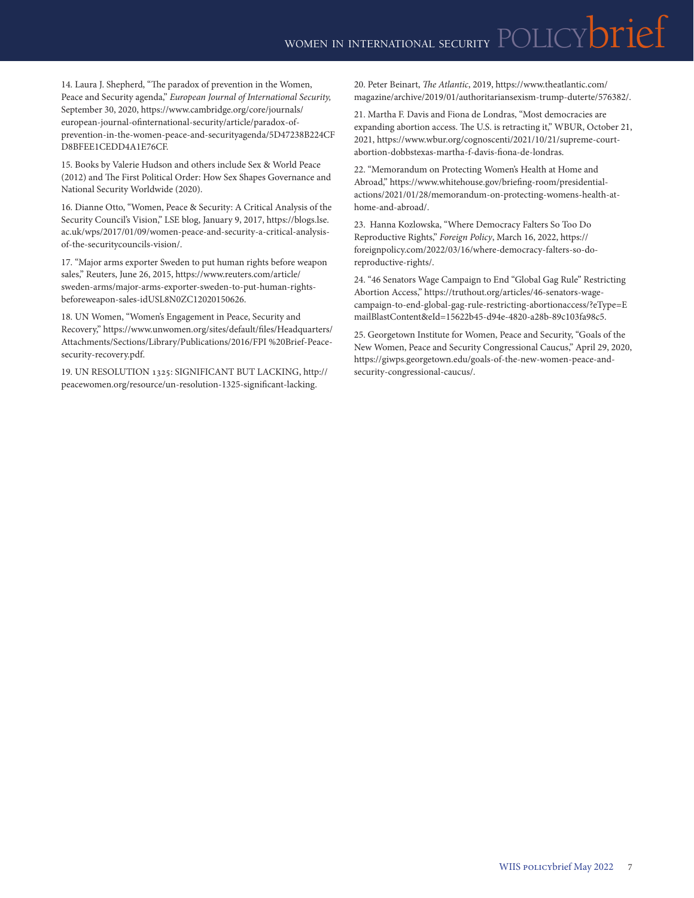14. Laura J. Shepherd, "The paradox of prevention in the Women, Peace and Security agenda," *European Journal of International Security,* September 30, 2020, https://www.cambridge.org/core/journals/european-journal-ofinternational-security/article/paradox-of-prevention-in-the-women-peace-and-securityagenda/5D47238B224CFD8BFEE1CEDD4A1E76CF.

15. Books by Valerie Hudson and others include Sex & World Peace (2012) and The First Political Order: How Sex Shapes Governance and National Security Worldwide (2020).

16. Dianne Otto, "Women, Peace & Security: A Critical Analysis of the Security Council's Vision," LSE blog, January 9, 2017, https://blogs.lse.ac.uk/wps/2017/01/09/women-peace-and-security-a-critical-analysis-of-the-securitycouncils-vision/.

17. "Major arms exporter Sweden to put human rights before weapon sales," Reuters, June 26, 2015, https://www.reuters.com/article/sweden-arms/major-arms-exporter-sweden-to-put-human-rights-beforeweapon-sales-idUSL8N0ZC12020150626.

18. UN Women, "Women's Engagement in Peace, Security and Recovery," https://www.unwomen.org/sites/default/files/Headquarters/Attachments/Sections/Library/Publications/2016/FPI %20Brief-Peace-security-recovery.pdf.

19. UN RESOLUTION 1325: SIGNIFICANT BUT LACKING, http://peacewomen.org/resource/un-resolution-1325-significant-lacking.

20. Peter Beinart, *The Atlantic*, 2019, https://www.theatlantic.com/magazine/archive/2019/01/authoritariansexism-trump-duterte/576382/.

21. Martha F. Davis and Fiona de Londras, "Most democracies are expanding abortion access. The U.S. is retracting it," WBUR, October 21, 2021, https://www.wbur.org/cognoscenti/2021/10/21/supreme-court-abortion-dobbstexas-martha-f-davis-fiona-de-londras.

22. "Memorandum on Protecting Women's Health at Home and Abroad," https://www.whitehouse.gov/briefing-room/presidential-actions/2021/01/28/memorandum-on-protecting-womens-health-at-home-and-abroad/.

23. Hanna Kozlowska, "Where Democracy Falters So Too Do Reproductive Rights," *Foreign Policy*, March 16, 2022, https://foreignpolicy.com/2022/03/16/where-democracy-falters-so-do-reproductive-rights/.

24. "46 Senators Wage Campaign to End "Global Gag Rule" Restricting Abortion Access," https://truthout.org/articles/46-senators-wage-campaign-to-end-global-gag-rule-restricting-abortionaccess/?eType=EmailBlastContent&eId=15622b45-d94e-4820-a28b-89c103fa98c5.

25. Georgetown Institute for Women, Peace and Security, "Goals of the New Women, Peace and Security Congressional Caucus," April 29, 2020, https://giwps.georgetown.edu/goals-of-the-new-women-peace-and-security-congressional-caucus/.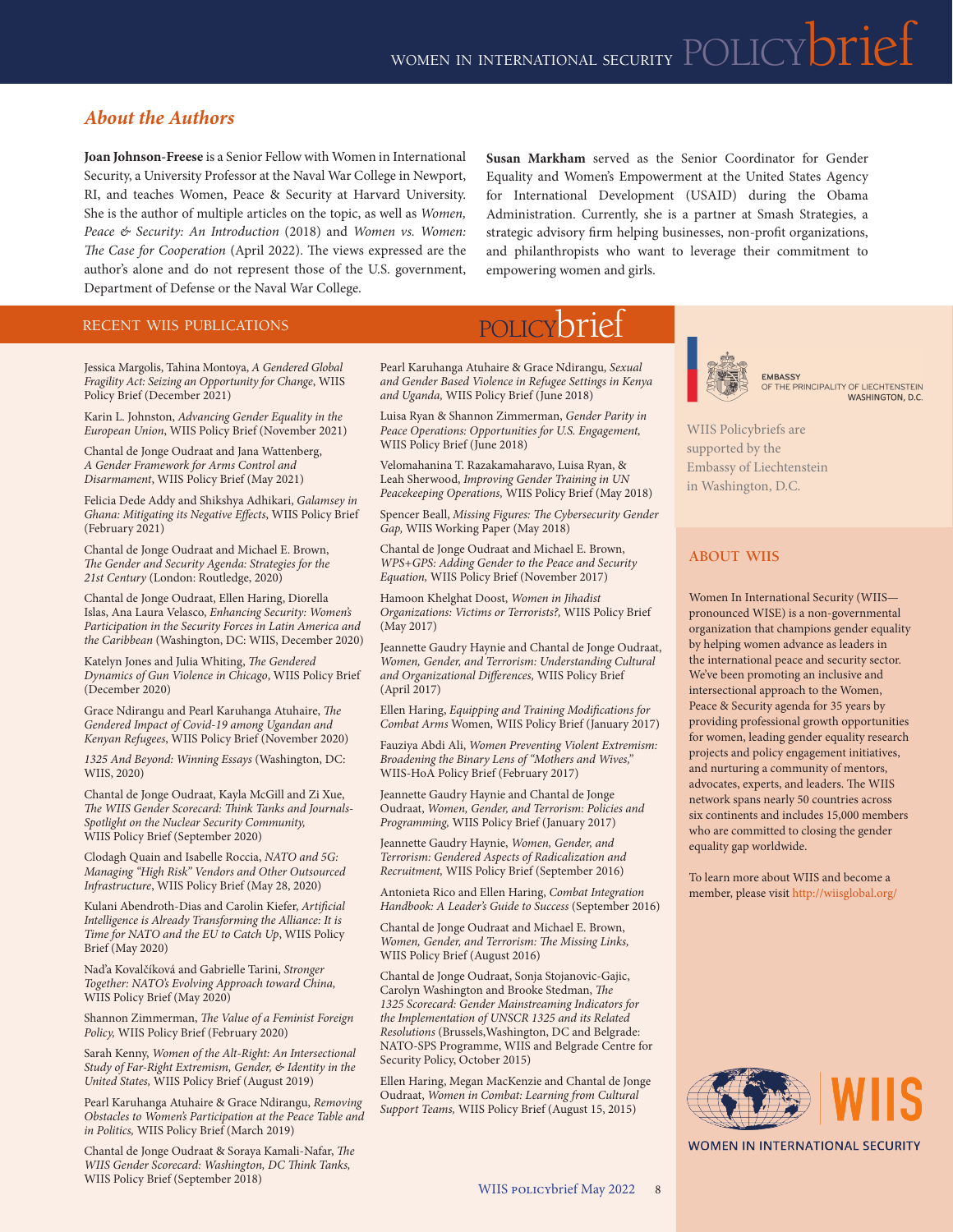## *About the Authors*

**Joan Johnson-Freese** is a Senior Fellow with Women in International Security, a University Professor at the Naval War College in Newport, RI, and teaches Women, Peace & Security at Harvard University. She is the author of multiple articles on the topic, as well as *Women, Peace & Security: An Introduction* (2018) and *Women vs. Women: The Case for Cooperation* (April 2022). The views expressed are the author's alone and do not represent those of the U.S. government, Department of Defense or the Naval War College.

**Susan Markham** served as the Senior Coordinator for Gender Equality and Women's Empowerment at the United States Agency for International Development (USAID) during the Obama Administration. Currently, she is a partner at Smash Strategies, a strategic advisory firm helping businesses, non-profit organizations, and philanthropists who want to leverage their commitment to empowering women and girls.

## RECENT WIIS PUBLICATIONS

Jessica Margolis, Tahina Montoya, *A Gendered Global Fragility Act: Seizing an Opportunity for Change*, WIIS Policy Brief (December 2021)

Karin L. Johnston, *Advancing Gender Equality in the European Union*, WIIS Policy Brief (November 2021)

Chantal de Jonge Oudraat and Jana Wattenberg, *A Gender Framework for Arms Control and Disarmament*, WIIS Policy Brief (May 2021)

Felicia Dede Addy and Shikshya Adhikari, *Galamsey in Ghana: Mitigating its Negative Effects*, WIIS Policy Brief (February 2021)

Chantal de Jonge Oudraat and Michael E. Brown, *The Gender and Security Agenda: Strategies for the 21st Century* (London: Routledge, 2020)

Chantal de Jonge Oudraat, Ellen Haring, Diorella Islas, Ana Laura Velasco, *Enhancing Security: Women's Participation in the Security Forces in Latin America and the Caribbean* (Washington, DC: WIIS, December 2020)

Katelyn Jones and Julia Whiting, *The Gendered Dynamics of Gun Violence in Chicago*, WIIS Policy Brief (December 2020)

Grace Ndirangu and Pearl Karuhanga Atuhaire, *The Gendered Impact of Covid-19 among Ugandan and Kenyan Refugees*, WIIS Policy Brief (November 2020)

*1325 And Beyond: Winning Essays* (Washington, DC: WIIS, 2020)

Chantal de Jonge Oudraat, Kayla McGill and Zi Xue, *The WIIS Gender Scorecard: Think Tanks and Journals-Spotlight on the Nuclear Security Community,* WIIS Policy Brief (September 2020)

Clodagh Quain and Isabelle Roccia, *NATO and 5G: Managing "High Risk" Vendors and Other Outsourced Infrastructure*, WIIS Policy Brief (May 28, 2020)

Kulani Abendroth-Dias and Carolin Kiefer, *Artificial Intelligence is Already Transforming the Alliance: It is Time for NATO and the EU to Catch Up*, WIIS Policy Brief (May 2020)

Nad'a Kovalčíková and Gabrielle Tarini, *Stronger Together: NATO's Evolving Approach toward China,* WIIS Policy Brief (May 2020)

Shannon Zimmerman, *The Value of a Feminist Foreign Policy,* WIIS Policy Brief (February 2020)

Sarah Kenny, *Women of the Alt-Right: An Intersectional Study of Far-Right Extremism, Gender, & Identity in the United States,* WIIS Policy Brief (August 2019)

Pearl Karuhanga Atuhaire & Grace Ndirangu, *Removing Obstacles to Women's Participation at the Peace Table and in Politics,* WIIS Policy Brief (March 2019)

Chantal de Jonge Oudraat & Soraya Kamali-Nafar, *The WIIS Gender Scorecard: Washington, DC Think Tanks,* WIIS Policy Brief (September 2018)

Pearl Karuhanga Atuhaire & Grace Ndirangu, *Sexual and Gender Based Violence in Refugee Settings in Kenya and Uganda,* WIIS Policy Brief (June 2018)

Luisa Ryan & Shannon Zimmerman, *Gender Parity in Peace Operations: Opportunities for U.S. Engagement,* WIIS Policy Brief (June 2018)

Velomahanina T. Razakamaharavo, Luisa Ryan, & Leah Sherwood, *Improving Gender Training in UN Peacekeeping Operations,* WIIS Policy Brief (May 2018)

Spencer Beall, *Missing Figures: The Cybersecurity Gender Gap,* WIIS Working Paper (May 2018)

Chantal de Jonge Oudraat and Michael E. Brown, *WPS+GPS: Adding Gender to the Peace and Security Equation,* WIIS Policy Brief (November 2017)

Hamoon Khelghat Doost, *Women in Jihadist Organizations: Victims or Terrorists?,* WIIS Policy Brief (May 2017)

Jeannette Gaudry Haynie and Chantal de Jonge Oudraat, *Women, Gender, and Terrorism: Understanding Cultural and Organizational Differences,* WIIS Policy Brief (April 2017)

Ellen Haring, *Equipping and Training Modifications for Combat Arms* Women, WIIS Policy Brief (January 2017)

Fauziya Abdi Ali, *Women Preventing Violent Extremism: Broadening the Binary Lens of "Mothers and Wives,"* WIIS-HoA Policy Brief (February 2017)

Jeannette Gaudry Haynie and Chantal de Jonge Oudraat, *Women, Gender, and Terrorism: Policies and Programming,* WIIS Policy Brief (January 2017)

Jeannette Gaudry Haynie, *Women, Gender, and Terrorism: Gendered Aspects of Radicalization and Recruitment,* WIIS Policy Brief (September 2016)

Antonieta Rico and Ellen Haring, *Combat Integration Handbook: A Leader's Guide to Success* (September 2016)

Chantal de Jonge Oudraat and Michael E. Brown, *Women, Gender, and Terrorism: The Missing Links,* WIIS Policy Brief (August 2016)

Chantal de Jonge Oudraat, Sonja Stojanovic-Gajic, Carolyn Washington and Brooke Stedman, *The 1325 Scorecard: Gender Mainstreaming Indicators for the Implementation of UNSCR 1325 and its Related Resolutions* (Brussels,Washington, DC and Belgrade: NATO-SPS Programme, WIIS and Belgrade Centre for Security Policy, October 2015)

Ellen Haring, Megan MacKenzie and Chantal de Jonge Oudraat, *Women in Combat: Learning from Cultural Support Teams,* WIIS Policy Brief (August 15, 2015)

EMBASSY OF THE PRINCIPALITY OF LIECHTENSTEIN WASHINGTON, D.C.

WIIS Policybriefs are supported by the Embassy of Liechtenstein in Washington, D.C.

## ABOUT WIIS

Women In International Security (WIIS—pronounced WISE) is a non-governmental organization that champions gender equality by helping women advance as leaders in the international peace and security sector. We've been promoting an inclusive and intersectional approach to the Women, Peace & Security agenda for 35 years by providing professional growth opportunities for women, leading gender equality research projects and policy engagement initiatives, and nurturing a community of mentors, advocates, experts, and leaders. The WIIS network spans nearly 50 countries across six continents and includes 15,000 members who are committed to closing the gender equality gap worldwide.

To learn more about WIIS and become a member, please visit http://wiisglobal.org/

WIIS WOMEN IN INTERNATIONAL SECURITY